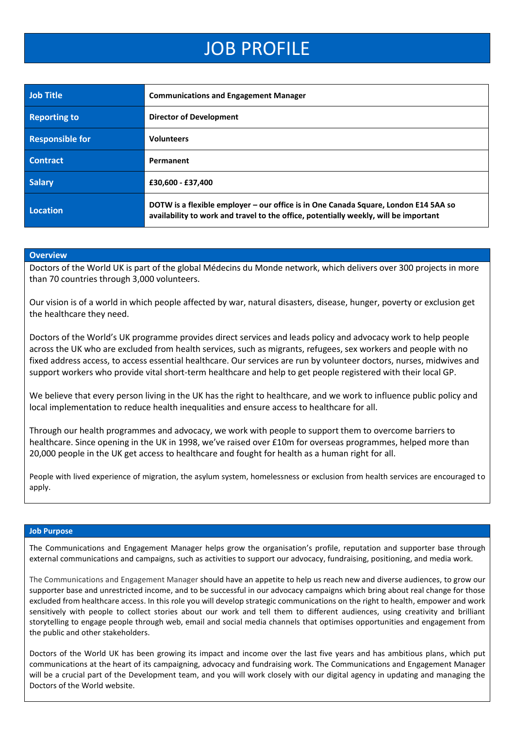# JOB PROFILE

| | |
|---|---|
| **Job Title** | **Communications and Engagement Manager** |
| **Reporting to** | **Director of Development** |
| **Responsible for** | **Volunteers** |
| **Contract** | **Permanent** |
| **Salary** | **£30,600 - £37,400** |
| **Location** | **DOTW is a flexible employer – our office is in One Canada Square, London E14 5AA so availability to work and travel to the office, potentially weekly, will be important** |

## Overview

Doctors of the World UK is part of the global Médecins du Monde network, which delivers over 300 projects in more than 70 countries through 3,000 volunteers.

Our vision is of a world in which people affected by war, natural disasters, disease, hunger, poverty or exclusion get the healthcare they need.

Doctors of the World's UK programme provides direct services and leads policy and advocacy work to help people across the UK who are excluded from health services, such as migrants, refugees, sex workers and people with no fixed address access, to access essential healthcare. Our services are run by volunteer doctors, nurses, midwives and support workers who provide vital short-term healthcare and help to get people registered with their local GP.

We believe that every person living in the UK has the right to healthcare, and we work to influence public policy and local implementation to reduce health inequalities and ensure access to healthcare for all.

Through our health programmes and advocacy, we work with people to support them to overcome barriers to healthcare. Since opening in the UK in 1998, we've raised over £10m for overseas programmes, helped more than 20,000 people in the UK get access to healthcare and fought for health as a human right for all.

People with lived experience of migration, the asylum system, homelessness or exclusion from health services are encouraged to apply.

## Job Purpose

The Communications and Engagement Manager helps grow the organisation's profile, reputation and supporter base through external communications and campaigns, such as activities to support our advocacy, fundraising, positioning, and media work.

The Communications and Engagement Manager should have an appetite to help us reach new and diverse audiences, to grow our supporter base and unrestricted income, and to be successful in our advocacy campaigns which bring about real change for those excluded from healthcare access. In this role you will develop strategic communications on the right to health, empower and work sensitively with people to collect stories about our work and tell them to different audiences, using creativity and brilliant storytelling to engage people through web, email and social media channels that optimises opportunities and engagement from the public and other stakeholders.

Doctors of the World UK has been growing its impact and income over the last five years and has ambitious plans, which put communications at the heart of its campaigning, advocacy and fundraising work. The Communications and Engagement Manager will be a crucial part of the Development team, and you will work closely with our digital agency in updating and managing the Doctors of the World website.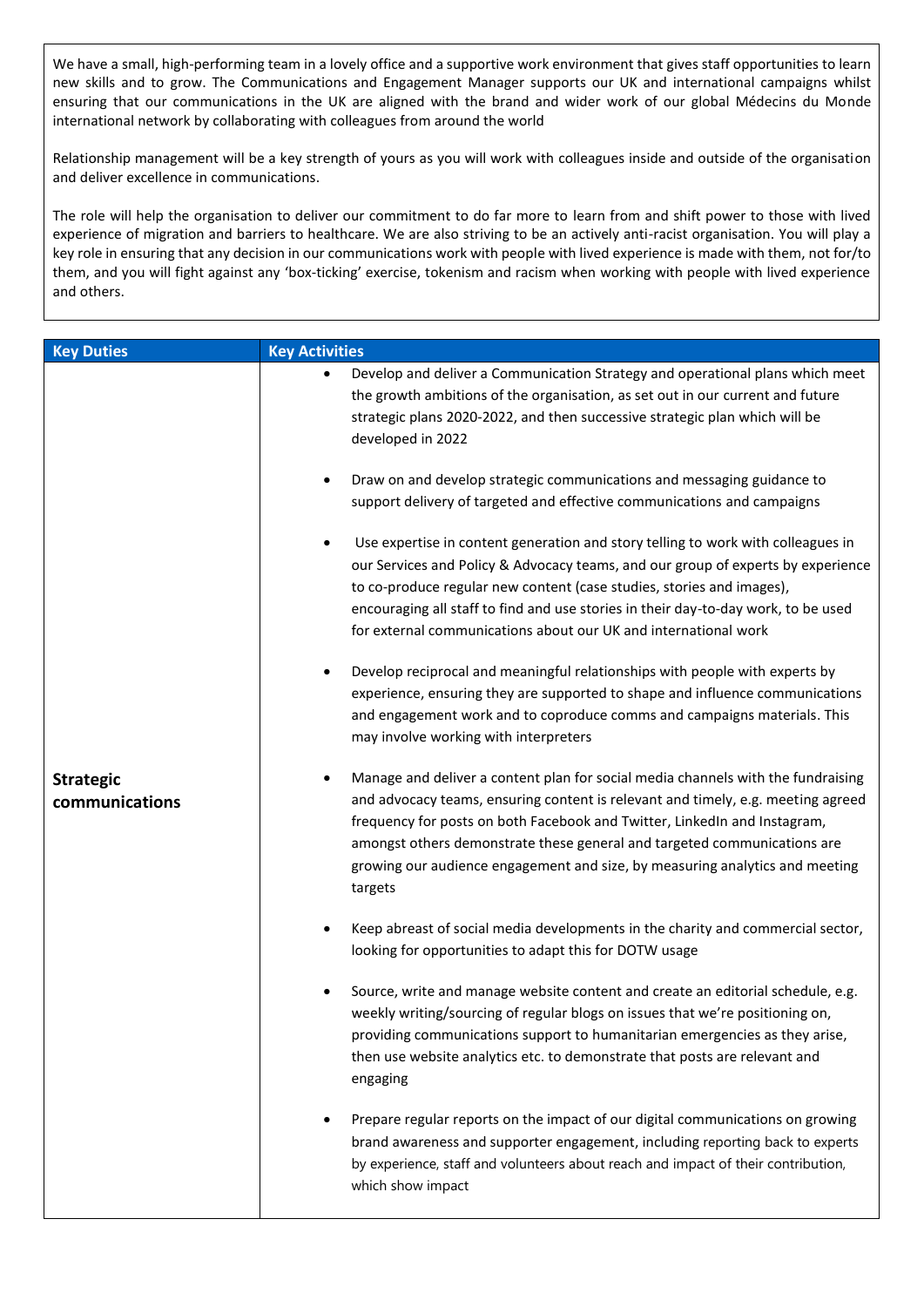We have a small, high-performing team in a lovely office and a supportive work environment that gives staff opportunities to learn new skills and to grow. The Communications and Engagement Manager supports our UK and international campaigns whilst ensuring that our communications in the UK are aligned with the brand and wider work of our global Médecins du Monde international network by collaborating with colleagues from around the world

Relationship management will be a key strength of yours as you will work with colleagues inside and outside of the organisation and deliver excellence in communications.

The role will help the organisation to deliver our commitment to do far more to learn from and shift power to those with lived experience of migration and barriers to healthcare. We are also striving to be an actively anti-racist organisation. You will play a key role in ensuring that any decision in our communications work with people with lived experience is made with them, not for/to them, and you will fight against any 'box-ticking' exercise, tokenism and racism when working with people with lived experience and others.

| Key Duties | Key Activities |
|---|---|
| **Strategic communications** | • Develop and deliver a Communication Strategy and operational plans which meet the growth ambitions of the organisation, as set out in our current and future strategic plans 2020-2022, and then successive strategic plan which will be developed in 2022<br><br>• Draw on and develop strategic communications and messaging guidance to support delivery of targeted and effective communications and campaigns<br><br>• Use expertise in content generation and story telling to work with colleagues in our Services and Policy & Advocacy teams, and our group of experts by experience to co-produce regular new content (case studies, stories and images), encouraging all staff to find and use stories in their day-to-day work, to be used for external communications about our UK and international work<br><br>• Develop reciprocal and meaningful relationships with people with experts by experience, ensuring they are supported to shape and influence communications and engagement work and to coproduce comms and campaigns materials. This may involve working with interpreters<br><br>• Manage and deliver a content plan for social media channels with the fundraising and advocacy teams, ensuring content is relevant and timely, e.g. meeting agreed frequency for posts on both Facebook and Twitter, LinkedIn and Instagram, amongst others demonstrate these general and targeted communications are growing our audience engagement and size, by measuring analytics and meeting targets<br><br>• Keep abreast of social media developments in the charity and commercial sector, looking for opportunities to adapt this for DOTW usage<br><br>• Source, write and manage website content and create an editorial schedule, e.g. weekly writing/sourcing of regular blogs on issues that we're positioning on, providing communications support to humanitarian emergencies as they arise, then use website analytics etc. to demonstrate that posts are relevant and engaging<br><br>• Prepare regular reports on the impact of our digital communications on growing brand awareness and supporter engagement, including reporting back to experts by experience, staff and volunteers about reach and impact of their contribution, which show impact |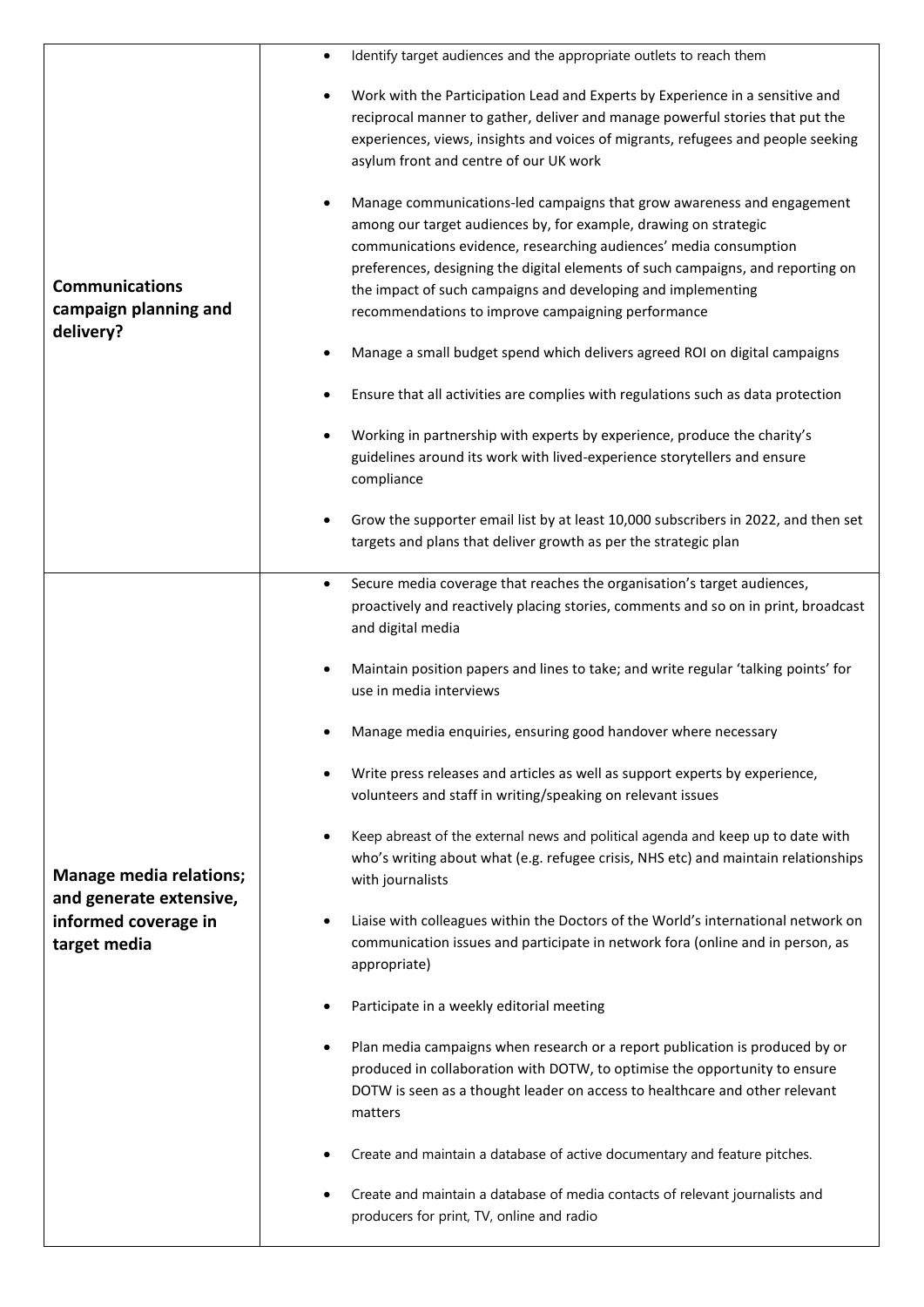| | |
|---|---|
| **Communications campaign planning and delivery?** | • Identify target audiences and the appropriate outlets to reach them<br><br>• Work with the Participation Lead and Experts by Experience in a sensitive and reciprocal manner to gather, deliver and manage powerful stories that put the experiences, views, insights and voices of migrants, refugees and people seeking asylum front and centre of our UK work<br><br>• Manage communications-led campaigns that grow awareness and engagement among our target audiences by, for example, drawing on strategic communications evidence, researching audiences' media consumption preferences, designing the digital elements of such campaigns, and reporting on the impact of such campaigns and developing and implementing recommendations to improve campaigning performance<br><br>• Manage a small budget spend which delivers agreed ROI on digital campaigns<br><br>• Ensure that all activities are complies with regulations such as data protection<br><br>• Working in partnership with experts by experience, produce the charity's guidelines around its work with lived-experience storytellers and ensure compliance<br><br>• Grow the supporter email list by at least 10,000 subscribers in 2022, and then set targets and plans that deliver growth as per the strategic plan |
| **Manage media relations; and generate extensive, informed coverage in target media** | • Secure media coverage that reaches the organisation's target audiences, proactively and reactively placing stories, comments and so on in print, broadcast and digital media<br><br>• Maintain position papers and lines to take; and write regular 'talking points' for use in media interviews<br><br>• Manage media enquiries, ensuring good handover where necessary<br><br>• Write press releases and articles as well as support experts by experience, volunteers and staff in writing/speaking on relevant issues<br><br>• Keep abreast of the external news and political agenda and keep up to date with who's writing about what (e.g. refugee crisis, NHS etc) and maintain relationships with journalists<br><br>• Liaise with colleagues within the Doctors of the World's international network on communication issues and participate in network fora (online and in person, as appropriate)<br><br>• Participate in a weekly editorial meeting<br><br>• Plan media campaigns when research or a report publication is produced by or produced in collaboration with DOTW, to optimise the opportunity to ensure DOTW is seen as a thought leader on access to healthcare and other relevant matters<br><br>• Create and maintain a database of active documentary and feature pitches.<br><br>• Create and maintain a database of media contacts of relevant journalists and producers for print, TV, online and radio |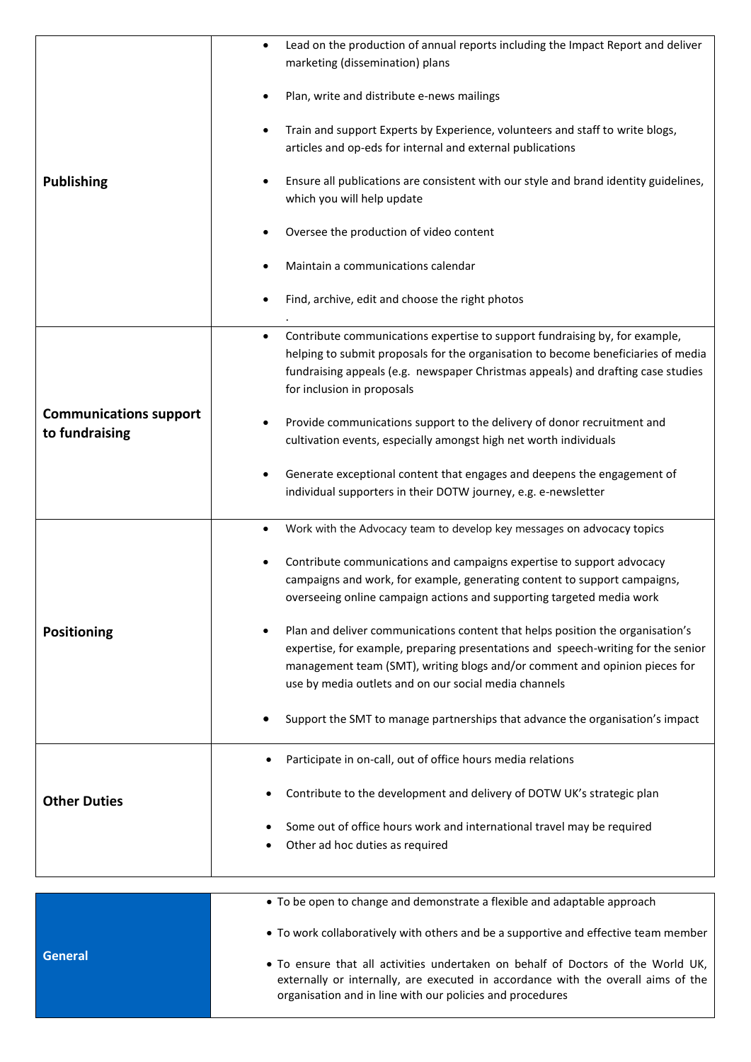| | |
|---|---|
| **Publishing** | • Lead on the production of annual reports including the Impact Report and deliver marketing (dissemination) plans<br>• Plan, write and distribute e-news mailings<br>• Train and support Experts by Experience, volunteers and staff to write blogs, articles and op-eds for internal and external publications<br>• Ensure all publications are consistent with our style and brand identity guidelines, which you will help update<br>• Oversee the production of video content<br>• Maintain a communications calendar<br>• Find, archive, edit and choose the right photos<br>. |
| **Communications support to fundraising** | • Contribute communications expertise to support fundraising by, for example, helping to submit proposals for the organisation to become beneficiaries of media fundraising appeals (e.g. newspaper Christmas appeals) and drafting case studies for inclusion in proposals<br>• Provide communications support to the delivery of donor recruitment and cultivation events, especially amongst high net worth individuals<br>• Generate exceptional content that engages and deepens the engagement of individual supporters in their DOTW journey, e.g. e-newsletter |
| **Positioning** | • Work with the Advocacy team to develop key messages on advocacy topics<br>• Contribute communications and campaigns expertise to support advocacy campaigns and work, for example, generating content to support campaigns, overseeing online campaign actions and supporting targeted media work<br>• Plan and deliver communications content that helps position the organisation's expertise, for example, preparing presentations and speech-writing for the senior management team (SMT), writing blogs and/or comment and opinion pieces for use by media outlets and on our social media channels<br>• Support the SMT to manage partnerships that advance the organisation's impact |
| **Other Duties** | • Participate in on-call, out of office hours media relations<br>• Contribute to the development and delivery of DOTW UK's strategic plan<br>• Some out of office hours work and international travel may be required<br>• Other ad hoc duties as required |

| | |
|---|---|
| **General** | • To be open to change and demonstrate a flexible and adaptable approach<br>• To work collaboratively with others and be a supportive and effective team member<br>• To ensure that all activities undertaken on behalf of Doctors of the World UK, externally or internally, are executed in accordance with the overall aims of the organisation and in line with our policies and procedures |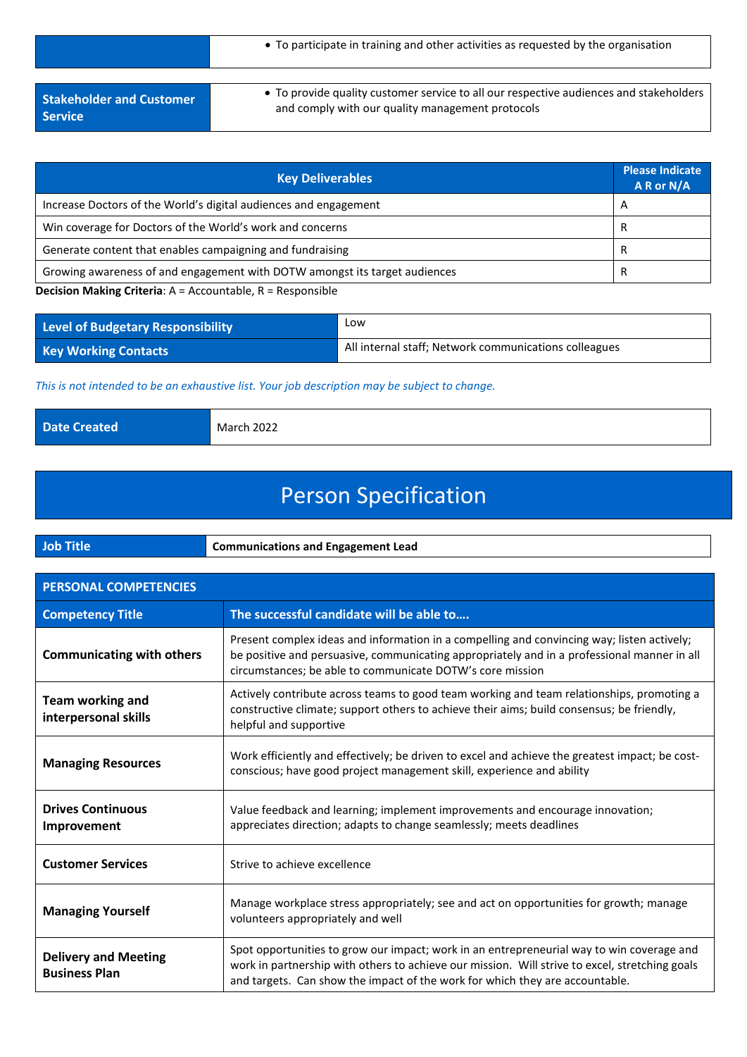| | |
|---|---|
| | • To participate in training and other activities as requested by the organisation |

| | |
|---|---|
| **Stakeholder and Customer Service** | • To provide quality customer service to all our respective audiences and stakeholders and comply with our quality management protocols |

| Key Deliverables | Please Indicate A R or N/A |
|---|---|
| Increase Doctors of the World's digital audiences and engagement | A |
| Win coverage for Doctors of the World's work and concerns | R |
| Generate content that enables campaigning and fundraising | R |
| Growing awareness of and engagement with DOTW amongst its target audiences | R |

**Decision Making Criteria**: A = Accountable, R = Responsible

| | |
|---|---|
| **Level of Budgetary Responsibility** | Low |
| **Key Working Contacts** | All internal staff; Network communications colleagues |

*This is not intended to be an exhaustive list. Your job description may be subject to change.*

| | |
|---|---|
| **Date Created** | March 2022 |

# Person Specification

| | |
|---|---|
| **Job Title** | **Communications and Engagement Lead** |

| PERSONAL COMPETENCIES | |
|---|---|
| **Competency Title** | **The successful candidate will be able to….** |
| **Communicating with others** | Present complex ideas and information in a compelling and convincing way; listen actively; be positive and persuasive, communicating appropriately and in a professional manner in all circumstances; be able to communicate DOTW's core mission |
| **Team working and interpersonal skills** | Actively contribute across teams to good team working and team relationships, promoting a constructive climate; support others to achieve their aims; build consensus; be friendly, helpful and supportive |
| **Managing Resources** | Work efficiently and effectively; be driven to excel and achieve the greatest impact; be cost-conscious; have good project management skill, experience and ability |
| **Drives Continuous Improvement** | Value feedback and learning; implement improvements and encourage innovation; appreciates direction; adapts to change seamlessly; meets deadlines |
| **Customer Services** | Strive to achieve excellence |
| **Managing Yourself** | Manage workplace stress appropriately; see and act on opportunities for growth; manage volunteers appropriately and well |
| **Delivery and Meeting Business Plan** | Spot opportunities to grow our impact; work in an entrepreneurial way to win coverage and work in partnership with others to achieve our mission. Will strive to excel, stretching goals and targets. Can show the impact of the work for which they are accountable. |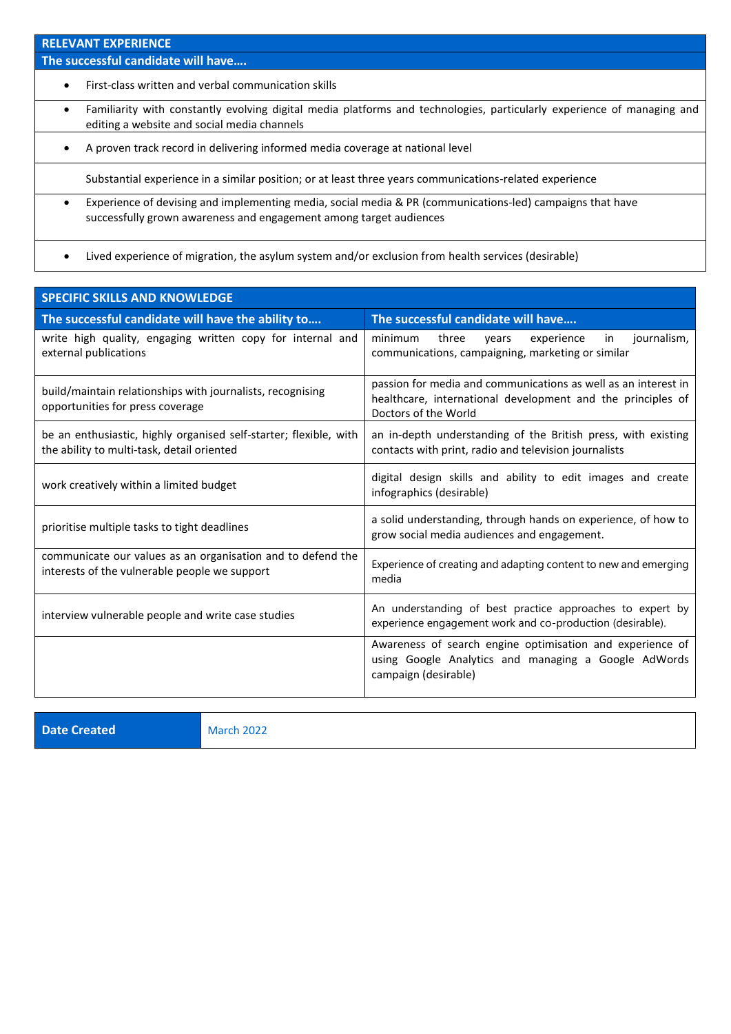| RELEVANT EXPERIENCE |
|---|
| **The successful candidate will have….** |
| • First-class written and verbal communication skills |
| • Familiarity with constantly evolving digital media platforms and technologies, particularly experience of managing and editing a website and social media channels |
| • A proven track record in delivering informed media coverage at national level |
| Substantial experience in a similar position; or at least three years communications-related experience |
| • Experience of devising and implementing media, social media & PR (communications-led) campaigns that have successfully grown awareness and engagement among target audiences |
| • Lived experience of migration, the asylum system and/or exclusion from health services (desirable) |

| SPECIFIC SKILLS AND KNOWLEDGE | |
|---|---|
| **The successful candidate will have the ability to….** | **The successful candidate will have….** |
| write high quality, engaging written copy for internal and external publications | minimum three years experience in journalism, communications, campaigning, marketing or similar |
| build/maintain relationships with journalists, recognising opportunities for press coverage | passion for media and communications as well as an interest in healthcare, international development and the principles of Doctors of the World |
| be an enthusiastic, highly organised self-starter; flexible, with the ability to multi-task, detail oriented | an in-depth understanding of the British press, with existing contacts with print, radio and television journalists |
| work creatively within a limited budget | digital design skills and ability to edit images and create infographics (desirable) |
| prioritise multiple tasks to tight deadlines | a solid understanding, through hands on experience, of how to grow social media audiences and engagement. |
| communicate our values as an organisation and to defend the interests of the vulnerable people we support | Experience of creating and adapting content to new and emerging media |
| interview vulnerable people and write case studies | An understanding of best practice approaches to expert by experience engagement work and co-production (desirable). |
| | Awareness of search engine optimisation and experience of using Google Analytics and managing a Google AdWords campaign (desirable) |

| Date Created | March 2022 |
|---|---|